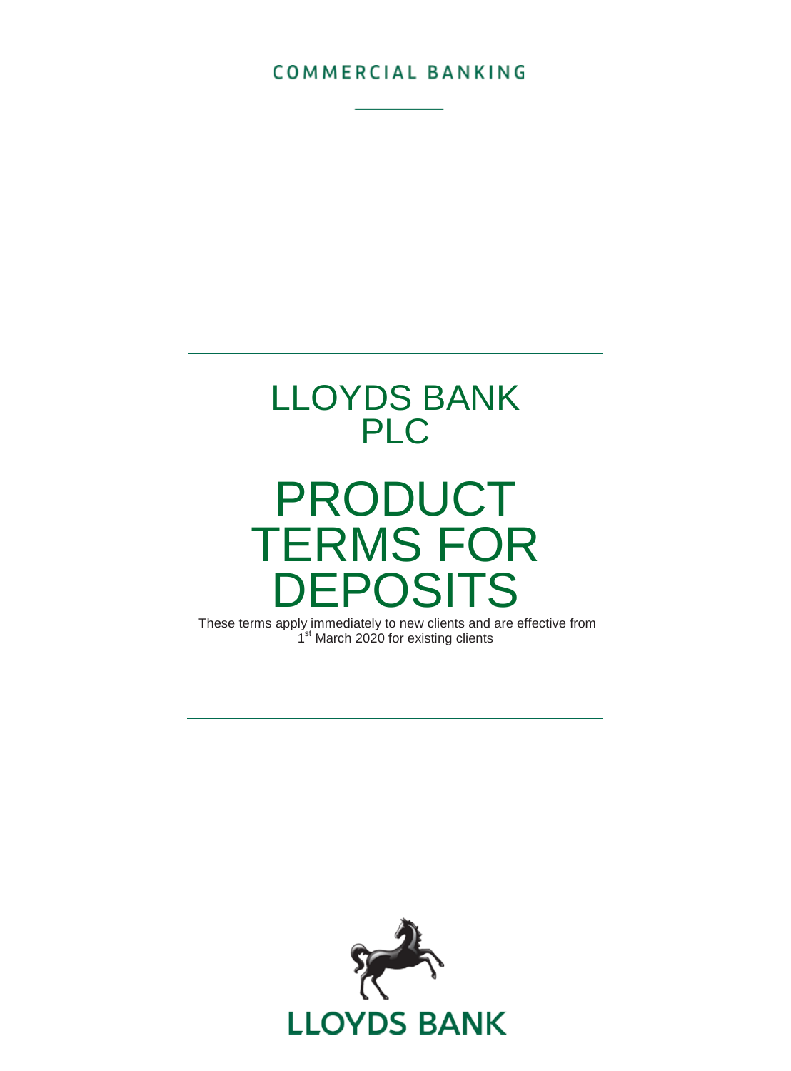COMMERCIAL BANKING

# LLOYDS BANK PLC

# PRODUCT TERMS FOR DEPOSITS

These terms apply immediately to new clients and are effective from 1st March 2020 for existing clients

LLOYDS BANK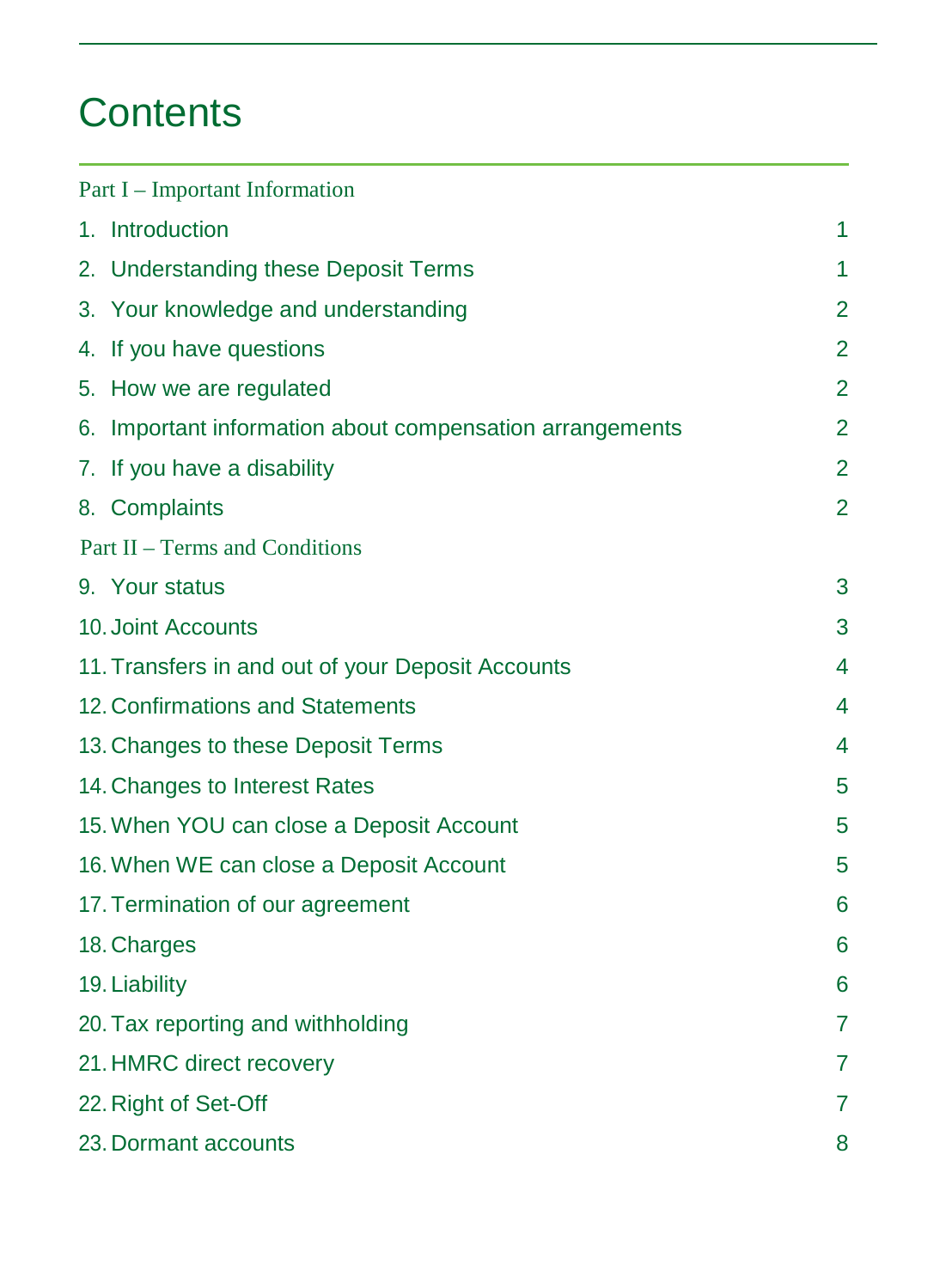# Contents

Part I – Important Information

| | |
|---|---|
| 1. Introduction | 1 |
| 2. Understanding these Deposit Terms | 1 |
| 3. Your knowledge and understanding | 2 |
| 4. If you have questions | 2 |
| 5. How we are regulated | 2 |
| 6. Important information about compensation arrangements | 2 |
| 7. If you have a disability | 2 |
| 8. Complaints | 2 |

Part II – Terms and Conditions

| | |
|---|---|
| 9. Your status | 3 |
| 10. Joint Accounts | 3 |
| 11. Transfers in and out of your Deposit Accounts | 4 |
| 12. Confirmations and Statements | 4 |
| 13. Changes to these Deposit Terms | 4 |
| 14. Changes to Interest Rates | 5 |
| 15. When YOU can close a Deposit Account | 5 |
| 16. When WE can close a Deposit Account | 5 |
| 17. Termination of our agreement | 6 |
| 18. Charges | 6 |
| 19. Liability | 6 |
| 20. Tax reporting and withholding | 7 |
| 21. HMRC direct recovery | 7 |
| 22. Right of Set-Off | 7 |
| 23. Dormant accounts | 8 |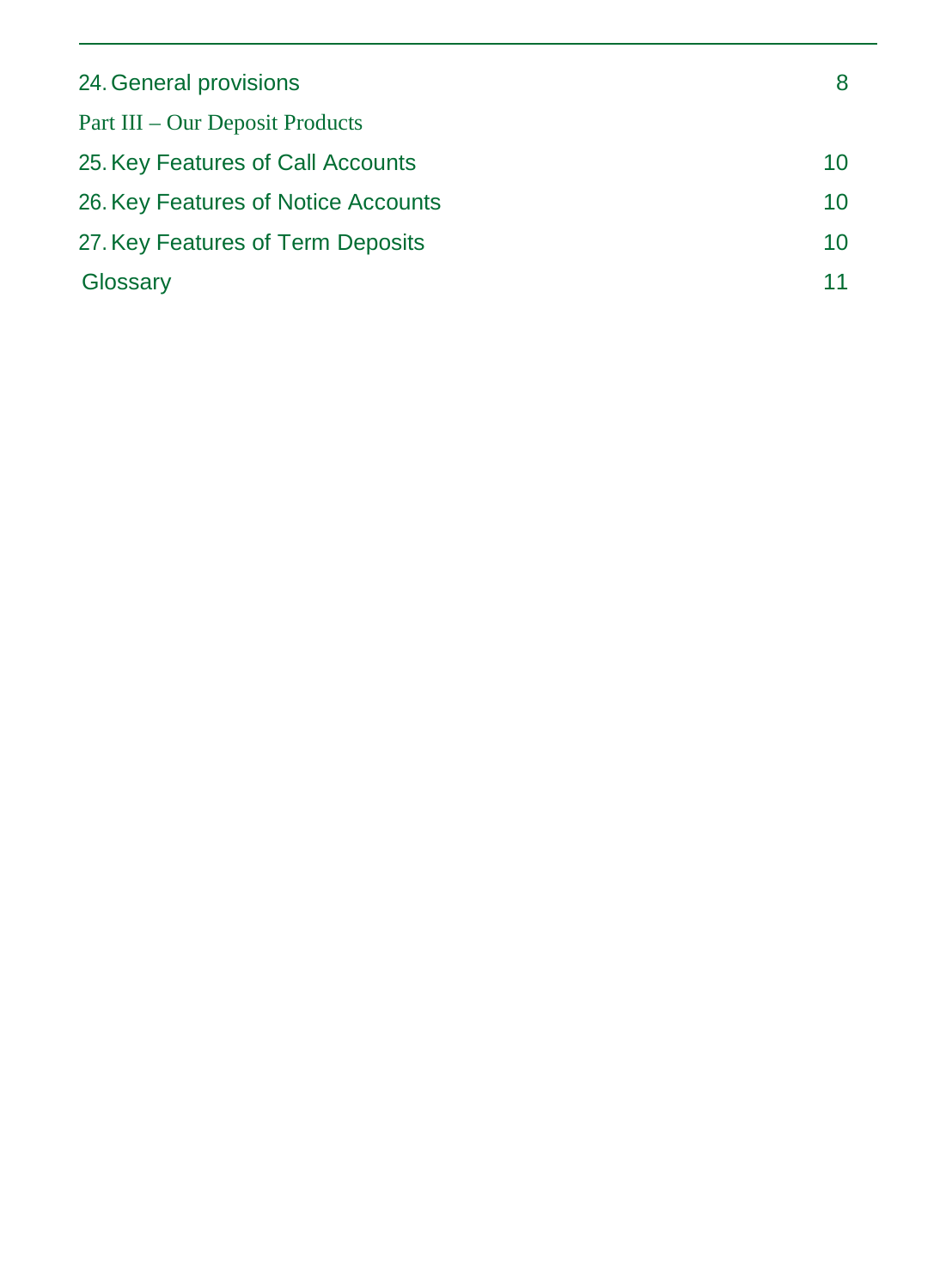| | |
|---|---|
| 24. General provisions | 8 |
| Part III – Our Deposit Products | |
| 25. Key Features of Call Accounts | 10 |
| 26. Key Features of Notice Accounts | 10 |
| 27. Key Features of Term Deposits | 10 |
| Glossary | 11 |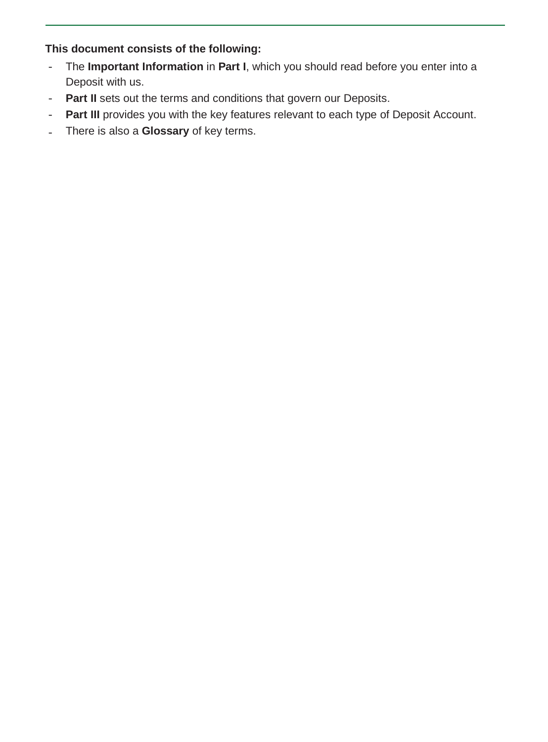**This document consists of the following:**

- The **Important Information** in **Part I**, which you should read before you enter into a Deposit with us.
- **Part II** sets out the terms and conditions that govern our Deposits.
- **Part III** provides you with the key features relevant to each type of Deposit Account.
- There is also a **Glossary** of key terms.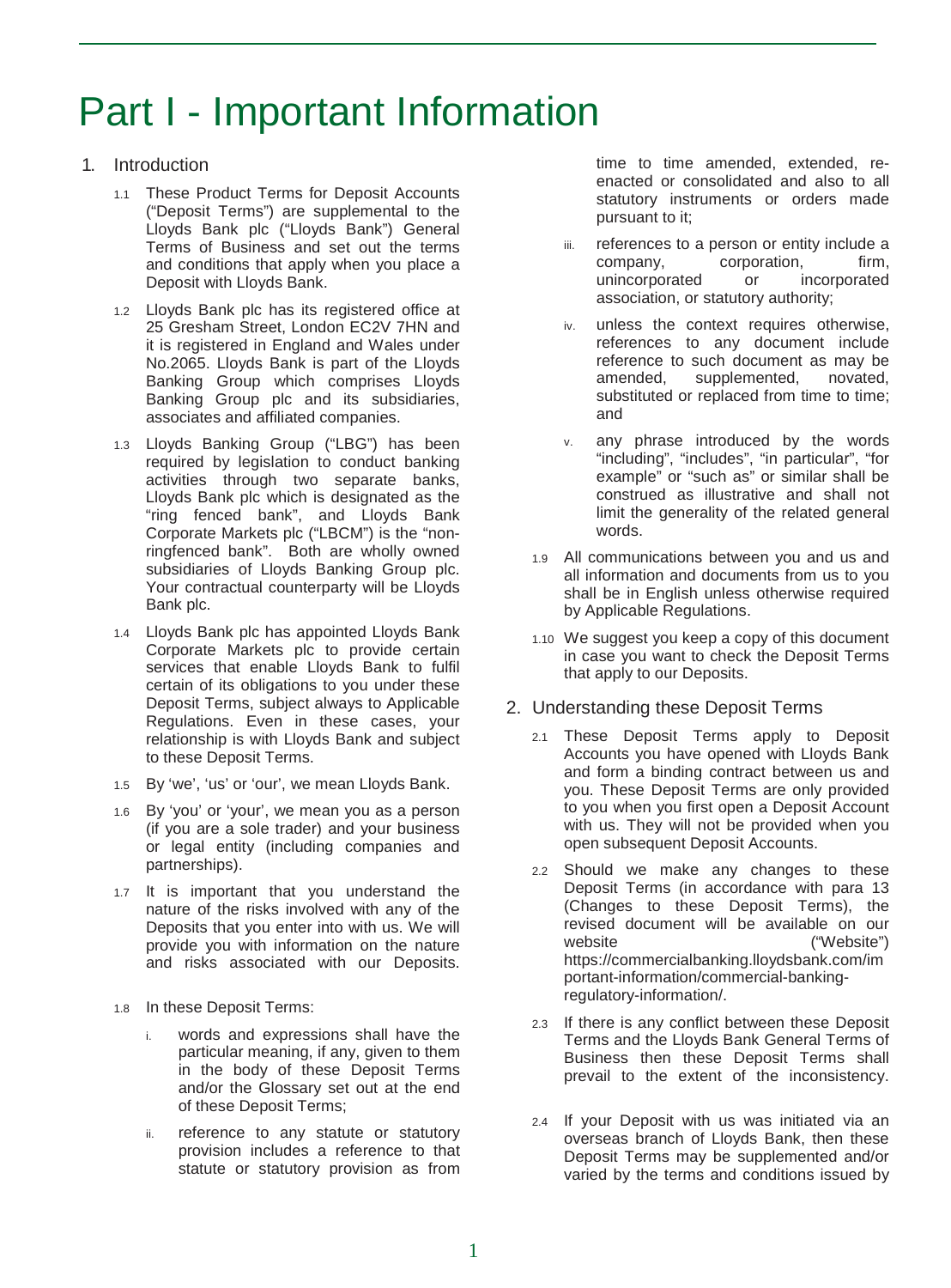# Part I - Important Information

1. Introduction

   1.1 These Product Terms for Deposit Accounts ("Deposit Terms") are supplemental to the Lloyds Bank plc ("Lloyds Bank") General Terms of Business and set out the terms and conditions that apply when you place a Deposit with Lloyds Bank.

   1.2 Lloyds Bank plc has its registered office at 25 Gresham Street, London EC2V 7HN and it is registered in England and Wales under No.2065. Lloyds Bank is part of the Lloyds Banking Group which comprises Lloyds Banking Group plc and its subsidiaries, associates and affiliated companies.

   1.3 Lloyds Banking Group ("LBG") has been required by legislation to conduct banking activities through two separate banks, Lloyds Bank plc which is designated as the "ring fenced bank", and Lloyds Bank Corporate Markets plc ("LBCM") is the "non-ringfenced bank". Both are wholly owned subsidiaries of Lloyds Banking Group plc. Your contractual counterparty will be Lloyds Bank plc.

   1.4 Lloyds Bank plc has appointed Lloyds Bank Corporate Markets plc to provide certain services that enable Lloyds Bank to fulfil certain of its obligations to you under these Deposit Terms, subject always to Applicable Regulations. Even in these cases, your relationship is with Lloyds Bank and subject to these Deposit Terms.

   1.5 By 'we', 'us' or 'our', we mean Lloyds Bank.

   1.6 By 'you' or 'your', we mean you as a person (if you are a sole trader) and your business or legal entity (including companies and partnerships).

   1.7 It is important that you understand the nature of the risks involved with any of the Deposits that you enter into with us. We will provide you with information on the nature and risks associated with our Deposits.

   1.8 In these Deposit Terms:

      i. words and expressions shall have the particular meaning, if any, given to them in the body of these Deposit Terms and/or the Glossary set out at the end of these Deposit Terms;

      ii. reference to any statute or statutory provision includes a reference to that statute or statutory provision as from time to time amended, extended, re-enacted or consolidated and also to all statutory instruments or orders made pursuant to it;

      iii. references to a person or entity include a company, corporation, firm, unincorporated or incorporated association, or statutory authority;

      iv. unless the context requires otherwise, references to any document include reference to such document as may be amended, supplemented, novated, substituted or replaced from time to time; and

      v. any phrase introduced by the words "including", "includes", "in particular", "for example" or "such as" or similar shall be construed as illustrative and shall not limit the generality of the related general words.

   1.9 All communications between you and us and all information and documents from us to you shall be in English unless otherwise required by Applicable Regulations.

   1.10 We suggest you keep a copy of this document in case you want to check the Deposit Terms that apply to our Deposits.

2. Understanding these Deposit Terms

   2.1 These Deposit Terms apply to Deposit Accounts you have opened with Lloyds Bank and form a binding contract between us and you. These Deposit Terms are only provided to you when you first open a Deposit Account with us. They will not be provided when you open subsequent Deposit Accounts.

   2.2 Should we make any changes to these Deposit Terms (in accordance with para 13 (Changes to these Deposit Terms), the revised document will be available on our website ("Website") https://commercialbanking.lloydsbank.com/important-information/commercial-banking-regulatory-information/.

   2.3 If there is any conflict between these Deposit Terms and the Lloyds Bank General Terms of Business then these Deposit Terms shall prevail to the extent of the inconsistency.

   2.4 If your Deposit with us was initiated via an overseas branch of Lloyds Bank, then these Deposit Terms may be supplemented and/or varied by the terms and conditions issued by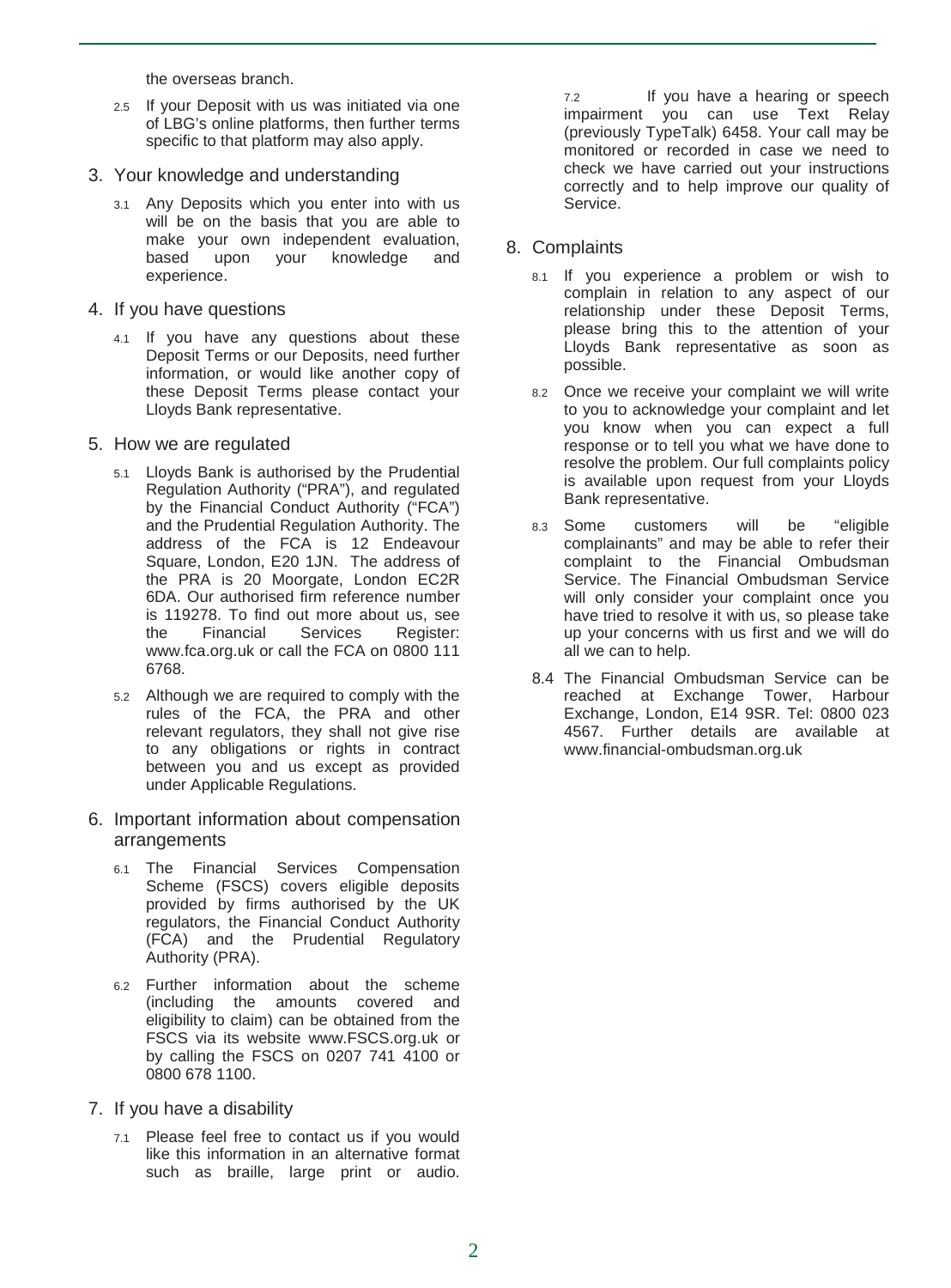the overseas branch.

2.5 If your Deposit with us was initiated via one of LBG's online platforms, then further terms specific to that platform may also apply.

## 3. Your knowledge and understanding

3.1 Any Deposits which you enter into with us will be on the basis that you are able to make your own independent evaluation, based upon your knowledge and experience.

## 4. If you have questions

4.1 If you have any questions about these Deposit Terms or our Deposits, need further information, or would like another copy of these Deposit Terms please contact your Lloyds Bank representative.

## 5. How we are regulated

5.1 Lloyds Bank is authorised by the Prudential Regulation Authority ("PRA"), and regulated by the Financial Conduct Authority ("FCA") and the Prudential Regulation Authority. The address of the FCA is 12 Endeavour Square, London, E20 1JN. The address of the PRA is 20 Moorgate, London EC2R 6DA. Our authorised firm reference number is 119278. To find out more about us, see the Financial Services Register: www.fca.org.uk or call the FCA on 0800 111 6768.

5.2 Although we are required to comply with the rules of the FCA, the PRA and other relevant regulators, they shall not give rise to any obligations or rights in contract between you and us except as provided under Applicable Regulations.

## 6. Important information about compensation arrangements

6.1 The Financial Services Compensation Scheme (FSCS) covers eligible deposits provided by firms authorised by the UK regulators, the Financial Conduct Authority (FCA) and the Prudential Regulatory Authority (PRA).

6.2 Further information about the scheme (including the amounts covered and eligibility to claim) can be obtained from the FSCS via its website www.FSCS.org.uk or by calling the FSCS on 0207 741 4100 or 0800 678 1100.

## 7. If you have a disability

7.1 Please feel free to contact us if you would like this information in an alternative format such as braille, large print or audio.

7.2 If you have a hearing or speech impairment you can use Text Relay (previously TypeTalk) 6458. Your call may be monitored or recorded in case we need to check we have carried out your instructions correctly and to help improve our quality of Service.

## 8. Complaints

8.1 If you experience a problem or wish to complain in relation to any aspect of our relationship under these Deposit Terms, please bring this to the attention of your Lloyds Bank representative as soon as possible.

8.2 Once we receive your complaint we will write to you to acknowledge your complaint and let you know when you can expect a full response or to tell you what we have done to resolve the problem. Our full complaints policy is available upon request from your Lloyds Bank representative.

8.3 Some customers will be "eligible complainants" and may be able to refer their complaint to the Financial Ombudsman Service. The Financial Ombudsman Service will only consider your complaint once you have tried to resolve it with us, so please take up your concerns with us first and we will do all we can to help.

8.4 The Financial Ombudsman Service can be reached at Exchange Tower, Harbour Exchange, London, E14 9SR. Tel: 0800 023 4567. Further details are available at www.financial-ombudsman.org.uk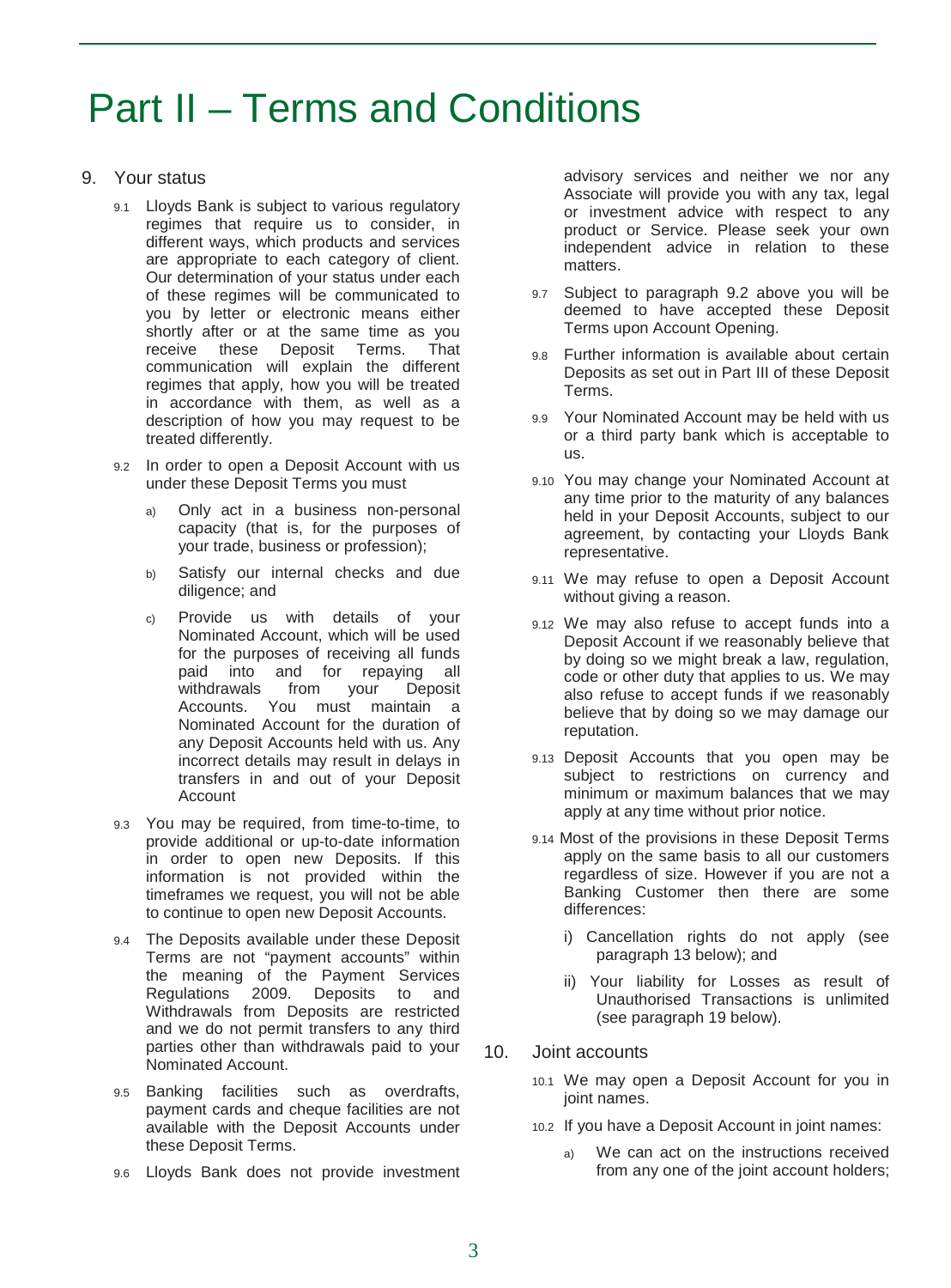# Part II – Terms and Conditions

## 9. Your status

9.1 Lloyds Bank is subject to various regulatory regimes that require us to consider, in different ways, which products and services are appropriate to each category of client. Our determination of your status under each of these regimes will be communicated to you by letter or electronic means either shortly after or at the same time as you receive these Deposit Terms. That communication will explain the different regimes that apply, how you will be treated in accordance with them, as well as a description of how you may request to be treated differently.

9.2 In order to open a Deposit Account with us under these Deposit Terms you must

- a) Only act in a business non-personal capacity (that is, for the purposes of your trade, business or profession);
- b) Satisfy our internal checks and due diligence; and
- c) Provide us with details of your Nominated Account, which will be used for the purposes of receiving all funds paid into and for repaying all withdrawals from your Deposit Accounts. You must maintain a Nominated Account for the duration of any Deposit Accounts held with us. Any incorrect details may result in delays in transfers in and out of your Deposit Account

9.3 You may be required, from time-to-time, to provide additional or up-to-date information in order to open new Deposits. If this information is not provided within the timeframes we request, you will not be able to continue to open new Deposit Accounts.

9.4 The Deposits available under these Deposit Terms are not "payment accounts" within the meaning of the Payment Services Regulations 2009. Deposits to and Withdrawals from Deposits are restricted and we do not permit transfers to any third parties other than withdrawals paid to your Nominated Account.

9.5 Banking facilities such as overdrafts, payment cards and cheque facilities are not available with the Deposit Accounts under these Deposit Terms.

9.6 Lloyds Bank does not provide investment advisory services and neither we nor any Associate will provide you with any tax, legal or investment advice with respect to any product or Service. Please seek your own independent advice in relation to these matters.

9.7 Subject to paragraph 9.2 above you will be deemed to have accepted these Deposit Terms upon Account Opening.

9.8 Further information is available about certain Deposits as set out in Part III of these Deposit Terms.

9.9 Your Nominated Account may be held with us or a third party bank which is acceptable to us.

9.10 You may change your Nominated Account at any time prior to the maturity of any balances held in your Deposit Accounts, subject to our agreement, by contacting your Lloyds Bank representative.

9.11 We may refuse to open a Deposit Account without giving a reason.

9.12 We may also refuse to accept funds into a Deposit Account if we reasonably believe that by doing so we might break a law, regulation, code or other duty that applies to us. We may also refuse to accept funds if we reasonably believe that by doing so we may damage our reputation.

9.13 Deposit Accounts that you open may be subject to restrictions on currency and minimum or maximum balances that we may apply at any time without prior notice.

9.14 Most of the provisions in these Deposit Terms apply on the same basis to all our customers regardless of size. However if you are not a Banking Customer then there are some differences:

- i) Cancellation rights do not apply (see paragraph 13 below); and
- ii) Your liability for Losses as result of Unauthorised Transactions is unlimited (see paragraph 19 below).

## 10. Joint accounts

10.1 We may open a Deposit Account for you in joint names.

10.2 If you have a Deposit Account in joint names:

- a) We can act on the instructions received from any one of the joint account holders;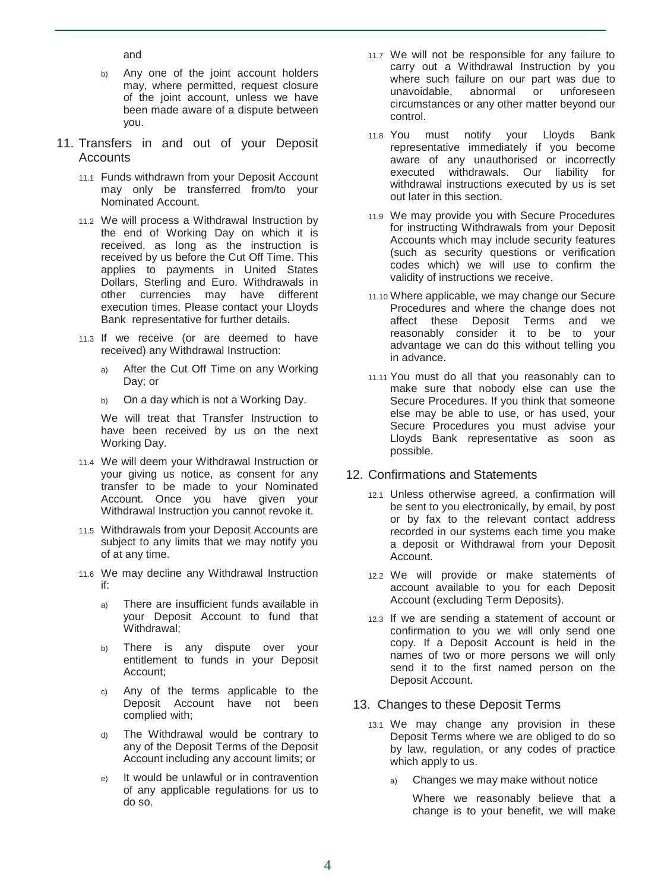and

b) Any one of the joint account holders may, where permitted, request closure of the joint account, unless we have been made aware of a dispute between you.

## 11. Transfers in and out of your Deposit Accounts

11.1 Funds withdrawn from your Deposit Account may only be transferred from/to your Nominated Account.

11.2 We will process a Withdrawal Instruction by the end of Working Day on which it is received, as long as the instruction is received by us before the Cut Off Time. This applies to payments in United States Dollars, Sterling and Euro. Withdrawals in other currencies may have different execution times. Please contact your Lloyds Bank representative for further details.

11.3 If we receive (or are deemed to have received) any Withdrawal Instruction:

a) After the Cut Off Time on any Working Day; or

b) On a day which is not a Working Day.

We will treat that Transfer Instruction to have been received by us on the next Working Day.

11.4 We will deem your Withdrawal Instruction or your giving us notice, as consent for any transfer to be made to your Nominated Account. Once you have given your Withdrawal Instruction you cannot revoke it.

11.5 Withdrawals from your Deposit Accounts are subject to any limits that we may notify you of at any time.

11.6 We may decline any Withdrawal Instruction if:

a) There are insufficient funds available in your Deposit Account to fund that Withdrawal;

b) There is any dispute over your entitlement to funds in your Deposit Account;

c) Any of the terms applicable to the Deposit Account have not been complied with;

d) The Withdrawal would be contrary to any of the Deposit Terms of the Deposit Account including any account limits; or

e) It would be unlawful or in contravention of any applicable regulations for us to do so.

11.7 We will not be responsible for any failure to carry out a Withdrawal Instruction by you where such failure on our part was due to unavoidable, abnormal or unforeseen circumstances or any other matter beyond our control.

11.8 You must notify your Lloyds Bank representative immediately if you become aware of any unauthorised or incorrectly executed withdrawals. Our liability for withdrawal instructions executed by us is set out later in this section.

11.9 We may provide you with Secure Procedures for instructing Withdrawals from your Deposit Accounts which may include security features (such as security questions or verification codes which) we will use to confirm the validity of instructions we receive.

11.10 Where applicable, we may change our Secure Procedures and where the change does not affect these Deposit Terms and we reasonably consider it to be to your advantage we can do this without telling you in advance.

11.11 You must do all that you reasonably can to make sure that nobody else can use the Secure Procedures. If you think that someone else may be able to use, or has used, your Secure Procedures you must advise your Lloyds Bank representative as soon as possible.

## 12. Confirmations and Statements

12.1 Unless otherwise agreed, a confirmation will be sent to you electronically, by email, by post or by fax to the relevant contact address recorded in our systems each time you make a deposit or Withdrawal from your Deposit Account.

12.2 We will provide or make statements of account available to you for each Deposit Account (excluding Term Deposits).

12.3 If we are sending a statement of account or confirmation to you we will only send one copy. If a Deposit Account is held in the names of two or more persons we will only send it to the first named person on the Deposit Account.

## 13. Changes to these Deposit Terms

13.1 We may change any provision in these Deposit Terms where we are obliged to do so by law, regulation, or any codes of practice which apply to us.

a) Changes we may make without notice

Where we reasonably believe that a change is to your benefit, we will make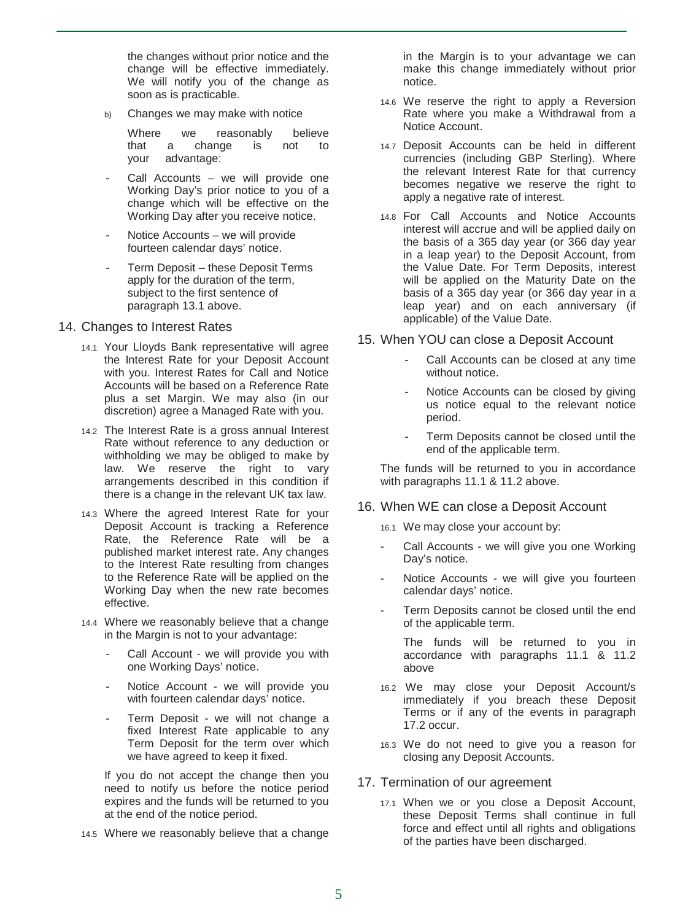the changes without prior notice and the change will be effective immediately. We will notify you of the change as soon as is practicable.

b) Changes we may make with notice

Where we reasonably believe that a change is not to your advantage:

- Call Accounts – we will provide one Working Day's prior notice to you of a change which will be effective on the Working Day after you receive notice.
- Notice Accounts – we will provide fourteen calendar days' notice.
- Term Deposit – these Deposit Terms apply for the duration of the term, subject to the first sentence of paragraph 13.1 above.

## 14. Changes to Interest Rates

14.1 Your Lloyds Bank representative will agree the Interest Rate for your Deposit Account with you. Interest Rates for Call and Notice Accounts will be based on a Reference Rate plus a set Margin. We may also (in our discretion) agree a Managed Rate with you.

14.2 The Interest Rate is a gross annual Interest Rate without reference to any deduction or withholding we may be obliged to make by law. We reserve the right to vary arrangements described in this condition if there is a change in the relevant UK tax law.

14.3 Where the agreed Interest Rate for your Deposit Account is tracking a Reference Rate, the Reference Rate will be a published market interest rate. Any changes to the Interest Rate resulting from changes to the Reference Rate will be applied on the Working Day when the new rate becomes effective.

14.4 Where we reasonably believe that a change in the Margin is not to your advantage:

- Call Account - we will provide you with one Working Days' notice.
- Notice Account - we will provide you with fourteen calendar days' notice.
- Term Deposit - we will not change a fixed Interest Rate applicable to any Term Deposit for the term over which we have agreed to keep it fixed.

If you do not accept the change then you need to notify us before the notice period expires and the funds will be returned to you at the end of the notice period.

14.5 Where we reasonably believe that a change in the Margin is to your advantage we can make this change immediately without prior notice.

14.6 We reserve the right to apply a Reversion Rate where you make a Withdrawal from a Notice Account.

14.7 Deposit Accounts can be held in different currencies (including GBP Sterling). Where the relevant Interest Rate for that currency becomes negative we reserve the right to apply a negative rate of interest.

14.8 For Call Accounts and Notice Accounts interest will accrue and will be applied daily on the basis of a 365 day year (or 366 day year in a leap year) to the Deposit Account, from the Value Date. For Term Deposits, interest will be applied on the Maturity Date on the basis of a 365 day year (or 366 day year in a leap year) and on each anniversary (if applicable) of the Value Date.

## 15. When YOU can close a Deposit Account

- Call Accounts can be closed at any time without notice.
- Notice Accounts can be closed by giving us notice equal to the relevant notice period.
- Term Deposits cannot be closed until the end of the applicable term.

The funds will be returned to you in accordance with paragraphs 11.1 & 11.2 above.

## 16. When WE can close a Deposit Account

16.1 We may close your account by:

- Call Accounts - we will give you one Working Day's notice.
- Notice Accounts - we will give you fourteen calendar days' notice.
- Term Deposits cannot be closed until the end of the applicable term.

The funds will be returned to you in accordance with paragraphs 11.1 & 11.2 above

16.2 We may close your Deposit Account/s immediately if you breach these Deposit Terms or if any of the events in paragraph 17.2 occur.

16.3 We do not need to give you a reason for closing any Deposit Accounts.

## 17. Termination of our agreement

17.1 When we or you close a Deposit Account, these Deposit Terms shall continue in full force and effect until all rights and obligations of the parties have been discharged.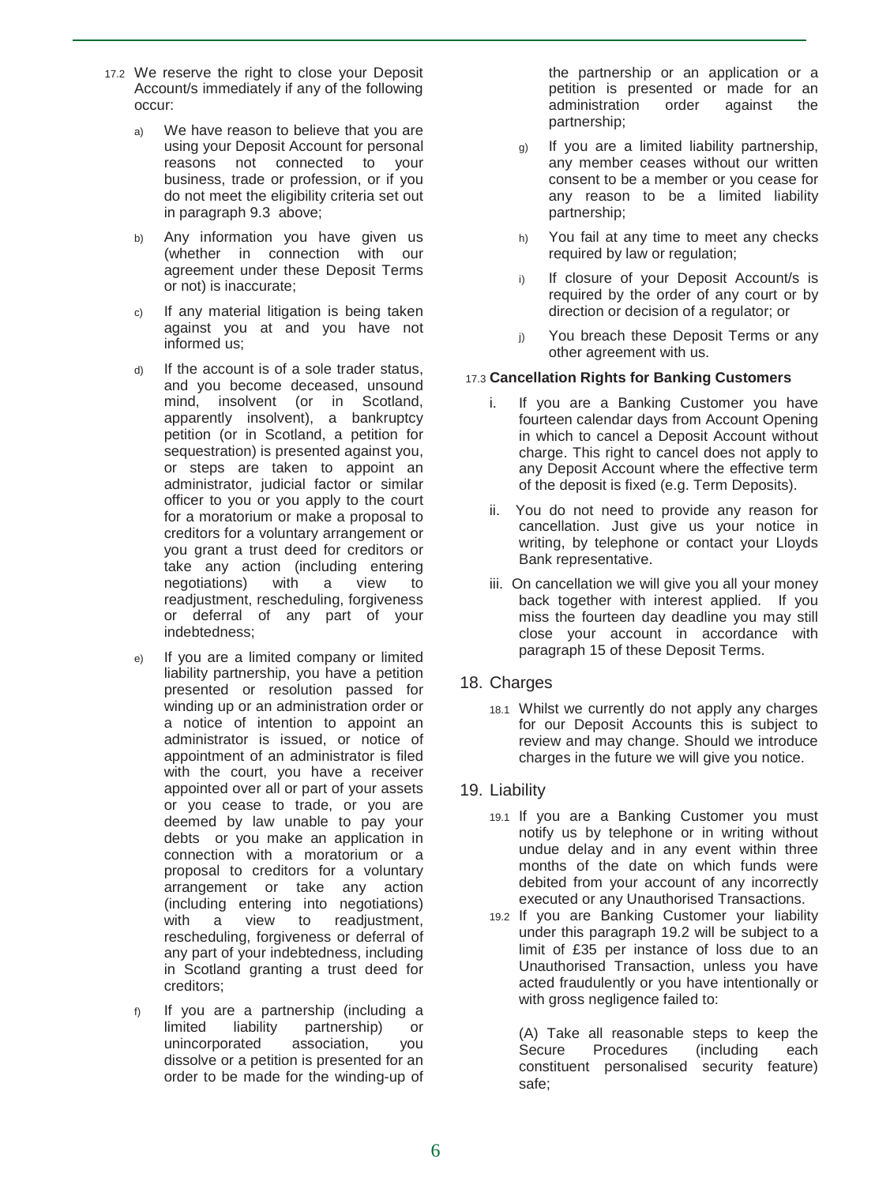17.2 We reserve the right to close your Deposit Account/s immediately if any of the following occur:

a) We have reason to believe that you are using your Deposit Account for personal reasons not connected to your business, trade or profession, or if you do not meet the eligibility criteria set out in paragraph 9.3 above;

b) Any information you have given us (whether in connection with our agreement under these Deposit Terms or not) is inaccurate;

c) If any material litigation is being taken against you at and you have not informed us;

d) If the account is of a sole trader status, and you become deceased, unsound mind, insolvent (or in Scotland, apparently insolvent), a bankruptcy petition (or in Scotland, a petition for sequestration) is presented against you, or steps are taken to appoint an administrator, judicial factor or similar officer to you or you apply to the court for a moratorium or make a proposal to creditors for a voluntary arrangement or you grant a trust deed for creditors or take any action (including entering negotiations) with a view to readjustment, rescheduling, forgiveness or deferral of any part of your indebtedness;

e) If you are a limited company or limited liability partnership, you have a petition presented or resolution passed for winding up or an administration order or a notice of intention to appoint an administrator is issued, or notice of appointment of an administrator is filed with the court, you have a receiver appointed over all or part of your assets or you cease to trade, or you are deemed by law unable to pay your debts or you make an application in connection with a moratorium or a proposal to creditors for a voluntary arrangement or take any action (including entering into negotiations) with a view to readjustment, rescheduling, forgiveness or deferral of any part of your indebtedness, including in Scotland granting a trust deed for creditors;

f) If you are a partnership (including a limited liability partnership) or unincorporated association, you dissolve or a petition is presented for an order to be made for the winding-up of the partnership or an application or a petition is presented or made for an administration order against the partnership;

g) If you are a limited liability partnership, any member ceases without our written consent to be a member or you cease for any reason to be a limited liability partnership;

h) You fail at any time to meet any checks required by law or regulation;

i) If closure of your Deposit Account/s is required by the order of any court or by direction or decision of a regulator; or

j) You breach these Deposit Terms or any other agreement with us.

17.3 **Cancellation Rights for Banking Customers**

i. If you are a Banking Customer you have fourteen calendar days from Account Opening in which to cancel a Deposit Account without charge. This right to cancel does not apply to any Deposit Account where the effective term of the deposit is fixed (e.g. Term Deposits).

ii. You do not need to provide any reason for cancellation. Just give us your notice in writing, by telephone or contact your Lloyds Bank representative.

iii. On cancellation we will give you all your money back together with interest applied. If you miss the fourteen day deadline you may still close your account in accordance with paragraph 15 of these Deposit Terms.

## 18. Charges

18.1 Whilst we currently do not apply any charges for our Deposit Accounts this is subject to review and may change. Should we introduce charges in the future we will give you notice.

## 19. Liability

19.1 If you are a Banking Customer you must notify us by telephone or in writing without undue delay and in any event within three months of the date on which funds were debited from your account of any incorrectly executed or any Unauthorised Transactions.

19.2 If you are Banking Customer your liability under this paragraph 19.2 will be subject to a limit of £35 per instance of loss due to an Unauthorised Transaction, unless you have acted fraudulently or you have intentionally or with gross negligence failed to:

(A) Take all reasonable steps to keep the Secure Procedures (including each constituent personalised security feature) safe;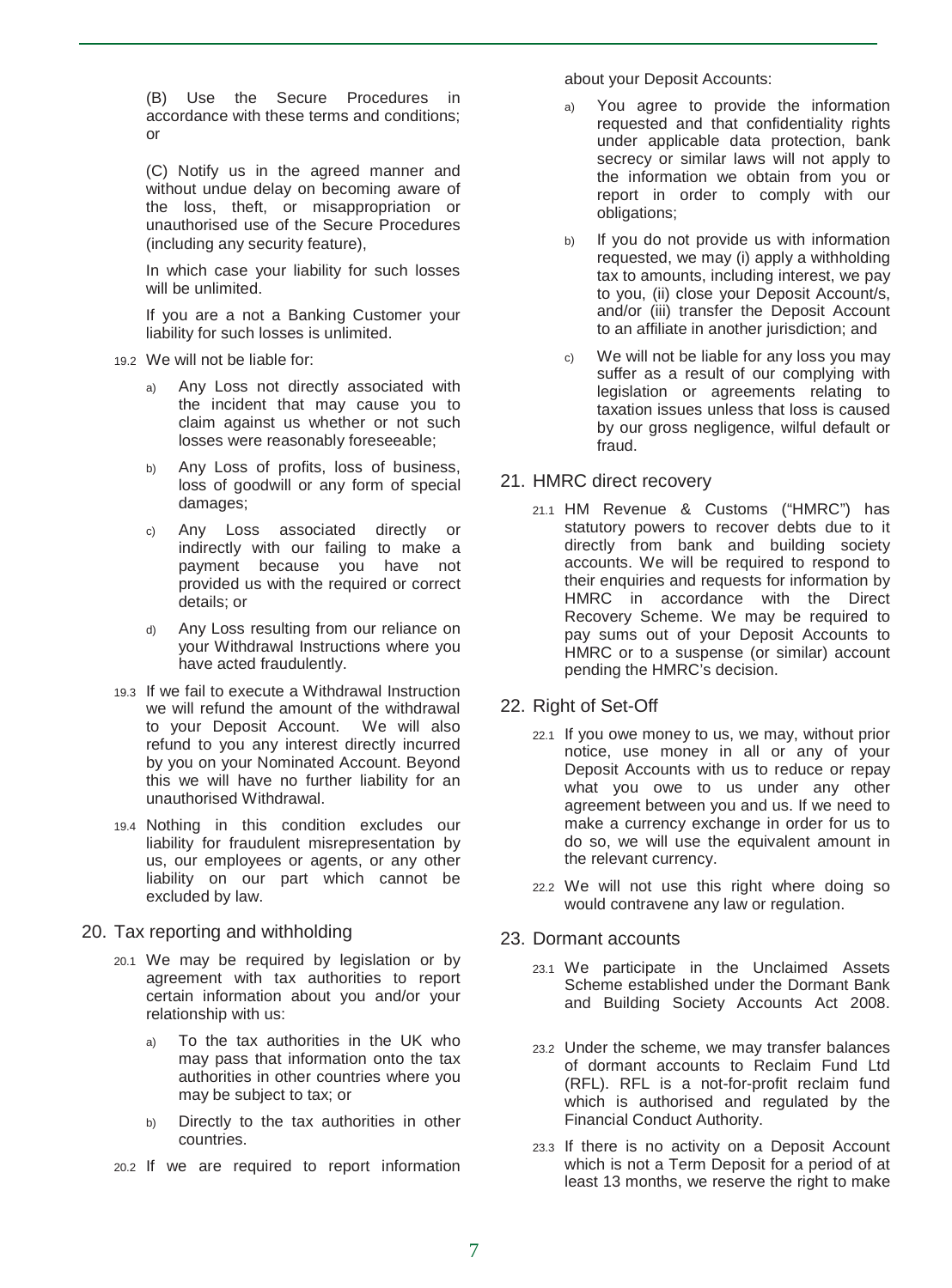(B) Use the Secure Procedures in accordance with these terms and conditions; or

(C) Notify us in the agreed manner and without undue delay on becoming aware of the loss, theft, or misappropriation or unauthorised use of the Secure Procedures (including any security feature),

In which case your liability for such losses will be unlimited.

If you are a not a Banking Customer your liability for such losses is unlimited.

19.2 We will not be liable for:

a) Any Loss not directly associated with the incident that may cause you to claim against us whether or not such losses were reasonably foreseeable;

b) Any Loss of profits, loss of business, loss of goodwill or any form of special damages;

c) Any Loss associated directly or indirectly with our failing to make a payment because you have not provided us with the required or correct details; or

d) Any Loss resulting from our reliance on your Withdrawal Instructions where you have acted fraudulently.

19.3 If we fail to execute a Withdrawal Instruction we will refund the amount of the withdrawal to your Deposit Account. We will also refund to you any interest directly incurred by you on your Nominated Account. Beyond this we will have no further liability for an unauthorised Withdrawal.

19.4 Nothing in this condition excludes our liability for fraudulent misrepresentation by us, our employees or agents, or any other liability on our part which cannot be excluded by law.

## 20. Tax reporting and withholding

20.1 We may be required by legislation or by agreement with tax authorities to report certain information about you and/or your relationship with us:

a) To the tax authorities in the UK who may pass that information onto the tax authorities in other countries where you may be subject to tax; or

b) Directly to the tax authorities in other countries.

20.2 If we are required to report information about your Deposit Accounts:

a) You agree to provide the information requested and that confidentiality rights under applicable data protection, bank secrecy or similar laws will not apply to the information we obtain from you or report in order to comply with our obligations;

b) If you do not provide us with information requested, we may (i) apply a withholding tax to amounts, including interest, we pay to you, (ii) close your Deposit Account/s, and/or (iii) transfer the Deposit Account to an affiliate in another jurisdiction; and

c) We will not be liable for any loss you may suffer as a result of our complying with legislation or agreements relating to taxation issues unless that loss is caused by our gross negligence, wilful default or fraud.

## 21. HMRC direct recovery

21.1 HM Revenue & Customs ("HMRC") has statutory powers to recover debts due to it directly from bank and building society accounts. We will be required to respond to their enquiries and requests for information by HMRC in accordance with the Direct Recovery Scheme. We may be required to pay sums out of your Deposit Accounts to HMRC or to a suspense (or similar) account pending the HMRC's decision.

## 22. Right of Set-Off

22.1 If you owe money to us, we may, without prior notice, use money in all or any of your Deposit Accounts with us to reduce or repay what you owe to us under any other agreement between you and us. If we need to make a currency exchange in order for us to do so, we will use the equivalent amount in the relevant currency.

22.2 We will not use this right where doing so would contravene any law or regulation.

## 23. Dormant accounts

23.1 We participate in the Unclaimed Assets Scheme established under the Dormant Bank and Building Society Accounts Act 2008.

23.2 Under the scheme, we may transfer balances of dormant accounts to Reclaim Fund Ltd (RFL). RFL is a not-for-profit reclaim fund which is authorised and regulated by the Financial Conduct Authority.

23.3 If there is no activity on a Deposit Account which is not a Term Deposit for a period of at least 13 months, we reserve the right to make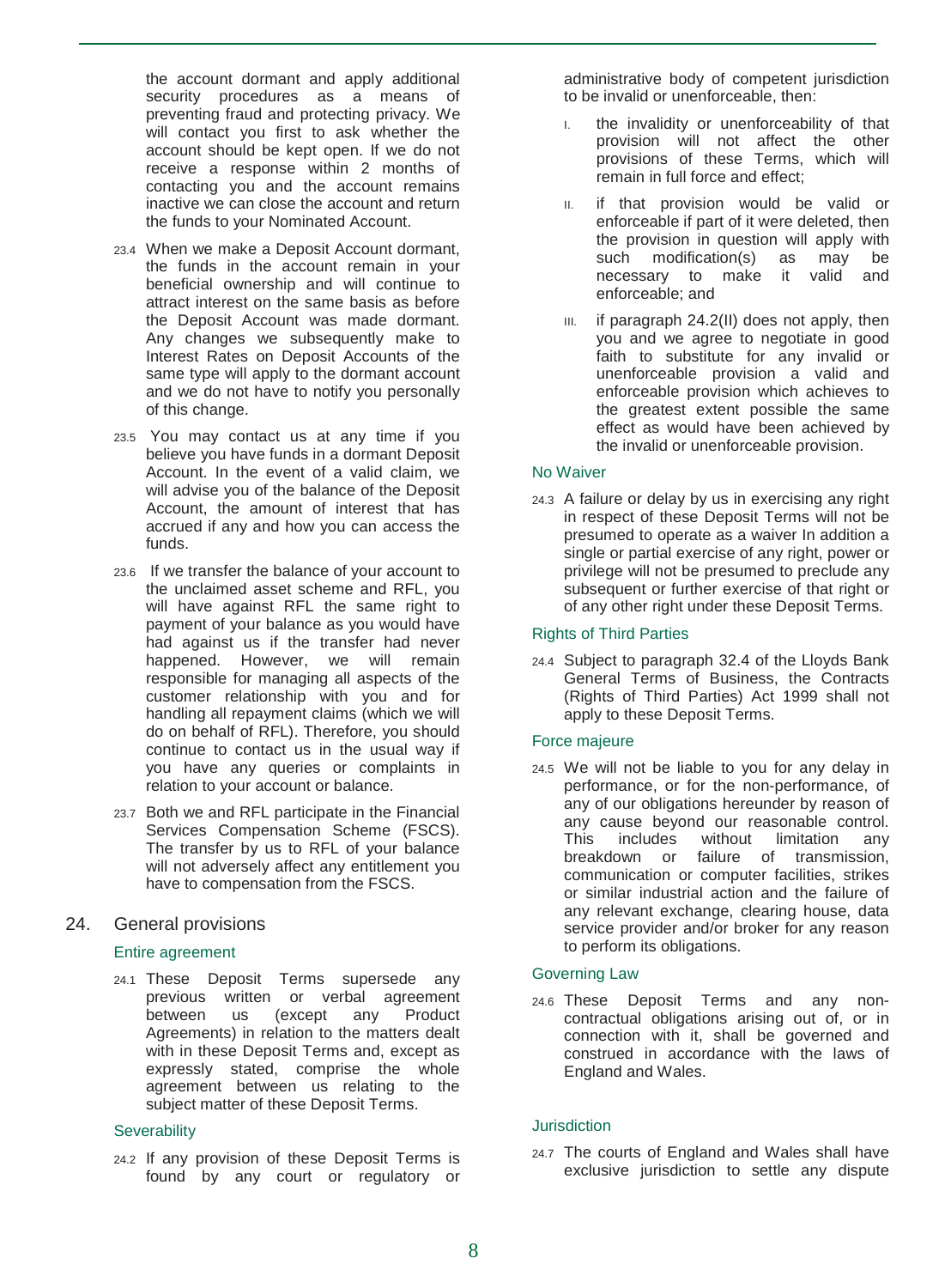the account dormant and apply additional security procedures as a means of preventing fraud and protecting privacy. We will contact you first to ask whether the account should be kept open. If we do not receive a response within 2 months of contacting you and the account remains inactive we can close the account and return the funds to your Nominated Account.

23.4 When we make a Deposit Account dormant, the funds in the account remain in your beneficial ownership and will continue to attract interest on the same basis as before the Deposit Account was made dormant. Any changes we subsequently make to Interest Rates on Deposit Accounts of the same type will apply to the dormant account and we do not have to notify you personally of this change.

23.5 You may contact us at any time if you believe you have funds in a dormant Deposit Account. In the event of a valid claim, we will advise you of the balance of the Deposit Account, the amount of interest that has accrued if any and how you can access the funds.

23.6 If we transfer the balance of your account to the unclaimed asset scheme and RFL, you will have against RFL the same right to payment of your balance as you would have had against us if the transfer had never happened. However, we will remain responsible for managing all aspects of the customer relationship with you and for handling all repayment claims (which we will do on behalf of RFL). Therefore, you should continue to contact us in the usual way if you have any queries or complaints in relation to your account or balance.

23.7 Both we and RFL participate in the Financial Services Compensation Scheme (FSCS). The transfer by us to RFL of your balance will not adversely affect any entitlement you have to compensation from the FSCS.

## 24. General provisions

### Entire agreement

24.1 These Deposit Terms supersede any previous written or verbal agreement between us (except any Product Agreements) in relation to the matters dealt with in these Deposit Terms and, except as expressly stated, comprise the whole agreement between us relating to the subject matter of these Deposit Terms.

### Severability

24.2 If any provision of these Deposit Terms is found by any court or regulatory or administrative body of competent jurisdiction to be invalid or unenforceable, then:

I. the invalidity or unenforceability of that provision will not affect the other provisions of these Terms, which will remain in full force and effect;

II. if that provision would be valid or enforceable if part of it were deleted, then the provision in question will apply with such modification(s) as may be necessary to make it valid and enforceable; and

III. if paragraph 24.2(II) does not apply, then you and we agree to negotiate in good faith to substitute for any invalid or unenforceable provision a valid and enforceable provision which achieves to the greatest extent possible the same effect as would have been achieved by the invalid or unenforceable provision.

### No Waiver

24.3 A failure or delay by us in exercising any right in respect of these Deposit Terms will not be presumed to operate as a waiver In addition a single or partial exercise of any right, power or privilege will not be presumed to preclude any subsequent or further exercise of that right or of any other right under these Deposit Terms.

### Rights of Third Parties

24.4 Subject to paragraph 32.4 of the Lloyds Bank General Terms of Business, the Contracts (Rights of Third Parties) Act 1999 shall not apply to these Deposit Terms.

### Force majeure

24.5 We will not be liable to you for any delay in performance, or for the non-performance, of any of our obligations hereunder by reason of any cause beyond our reasonable control. This includes without limitation any breakdown or failure of transmission, communication or computer facilities, strikes or similar industrial action and the failure of any relevant exchange, clearing house, data service provider and/or broker for any reason to perform its obligations.

### Governing Law

24.6 These Deposit Terms and any non-contractual obligations arising out of, or in connection with it, shall be governed and construed in accordance with the laws of England and Wales.

### Jurisdiction

24.7 The courts of England and Wales shall have exclusive jurisdiction to settle any dispute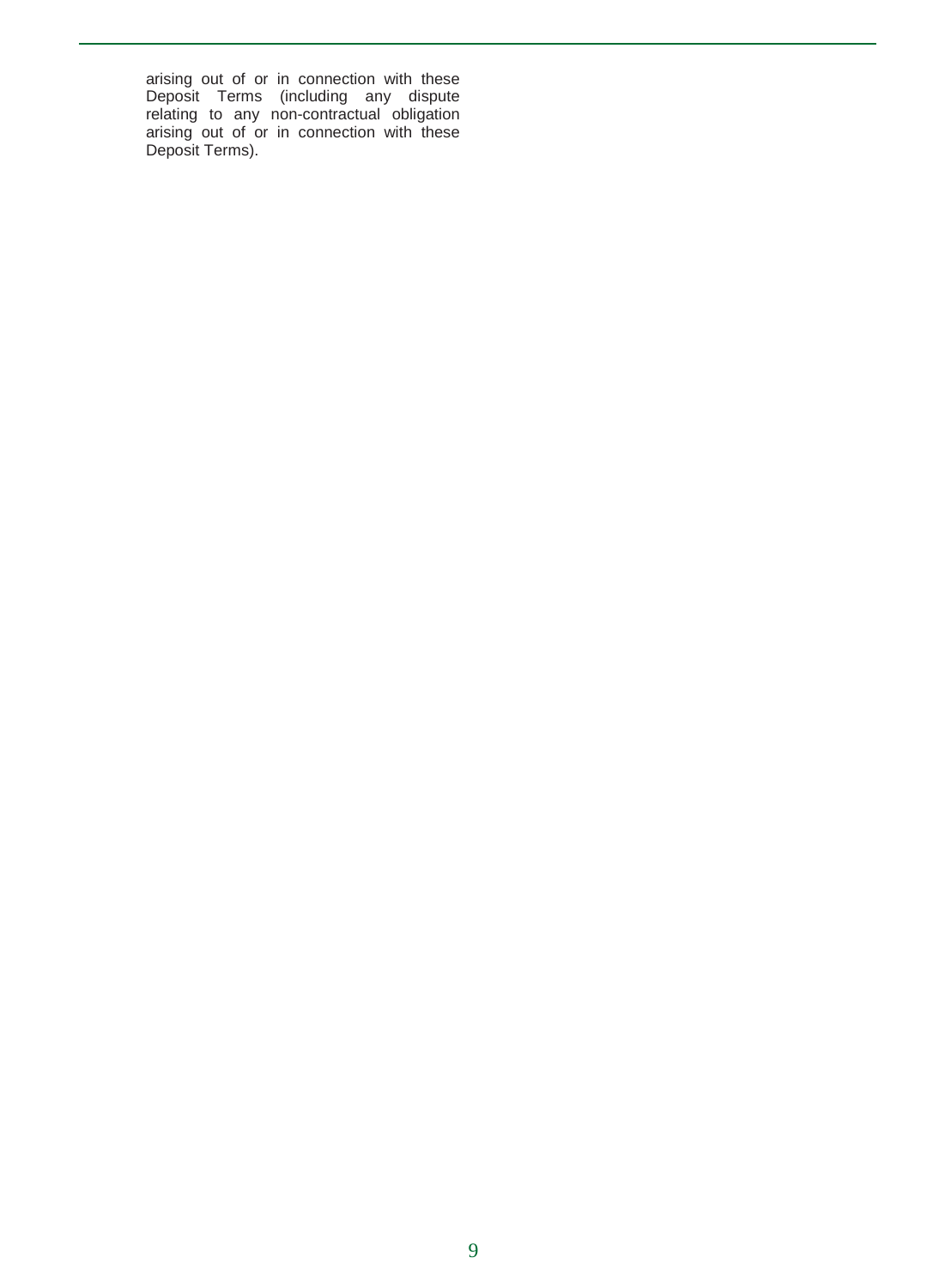arising out of or in connection with these Deposit Terms (including any dispute relating to any non-contractual obligation arising out of or in connection with these Deposit Terms).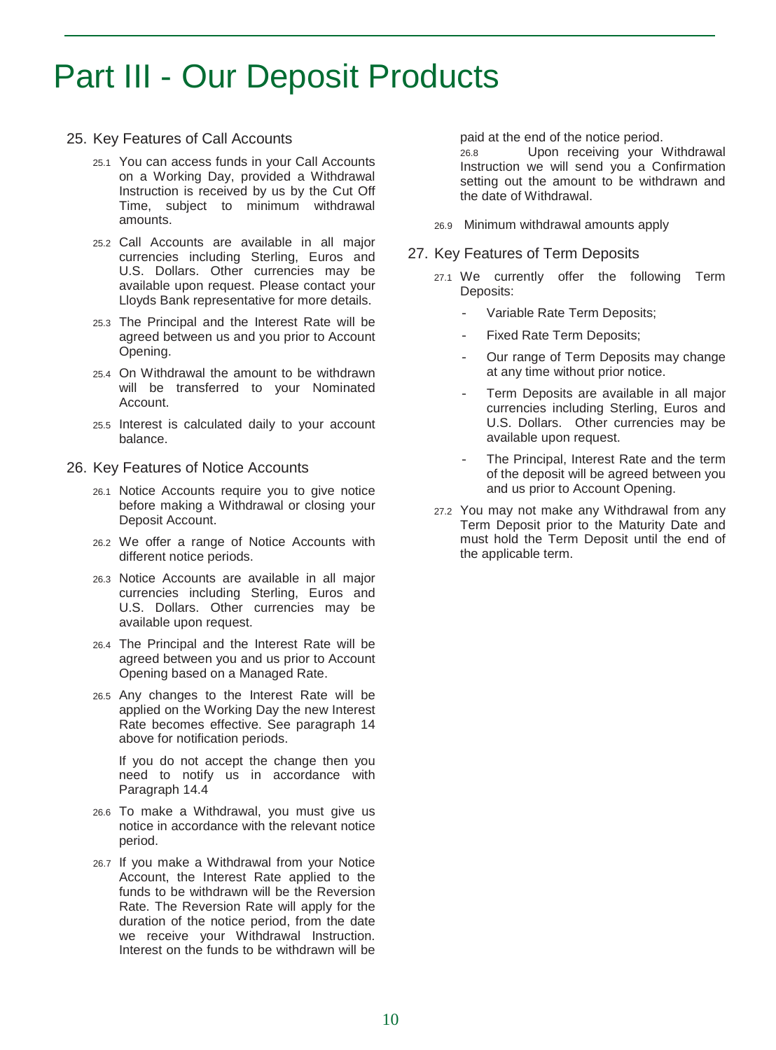# Part III - Our Deposit Products

## 25. Key Features of Call Accounts

25.1 You can access funds in your Call Accounts on a Working Day, provided a Withdrawal Instruction is received by us by the Cut Off Time, subject to minimum withdrawal amounts.

25.2 Call Accounts are available in all major currencies including Sterling, Euros and U.S. Dollars. Other currencies may be available upon request. Please contact your Lloyds Bank representative for more details.

25.3 The Principal and the Interest Rate will be agreed between us and you prior to Account Opening.

25.4 On Withdrawal the amount to be withdrawn will be transferred to your Nominated Account.

25.5 Interest is calculated daily to your account balance.

## 26. Key Features of Notice Accounts

26.1 Notice Accounts require you to give notice before making a Withdrawal or closing your Deposit Account.

26.2 We offer a range of Notice Accounts with different notice periods.

26.3 Notice Accounts are available in all major currencies including Sterling, Euros and U.S. Dollars. Other currencies may be available upon request.

26.4 The Principal and the Interest Rate will be agreed between you and us prior to Account Opening based on a Managed Rate.

26.5 Any changes to the Interest Rate will be applied on the Working Day the new Interest Rate becomes effective. See paragraph 14 above for notification periods.

If you do not accept the change then you need to notify us in accordance with Paragraph 14.4

26.6 To make a Withdrawal, you must give us notice in accordance with the relevant notice period.

26.7 If you make a Withdrawal from your Notice Account, the Interest Rate applied to the funds to be withdrawn will be the Reversion Rate. The Reversion Rate will apply for the duration of the notice period, from the date we receive your Withdrawal Instruction. Interest on the funds to be withdrawn will be paid at the end of the notice period.

26.8 Upon receiving your Withdrawal Instruction we will send you a Confirmation setting out the amount to be withdrawn and the date of Withdrawal.

26.9 Minimum withdrawal amounts apply

## 27. Key Features of Term Deposits

27.1 We currently offer the following Term Deposits:

- Variable Rate Term Deposits;
- Fixed Rate Term Deposits;
- Our range of Term Deposits may change at any time without prior notice.
- Term Deposits are available in all major currencies including Sterling, Euros and U.S. Dollars. Other currencies may be available upon request.
- The Principal, Interest Rate and the term of the deposit will be agreed between you and us prior to Account Opening.

27.2 You may not make any Withdrawal from any Term Deposit prior to the Maturity Date and must hold the Term Deposit until the end of the applicable term.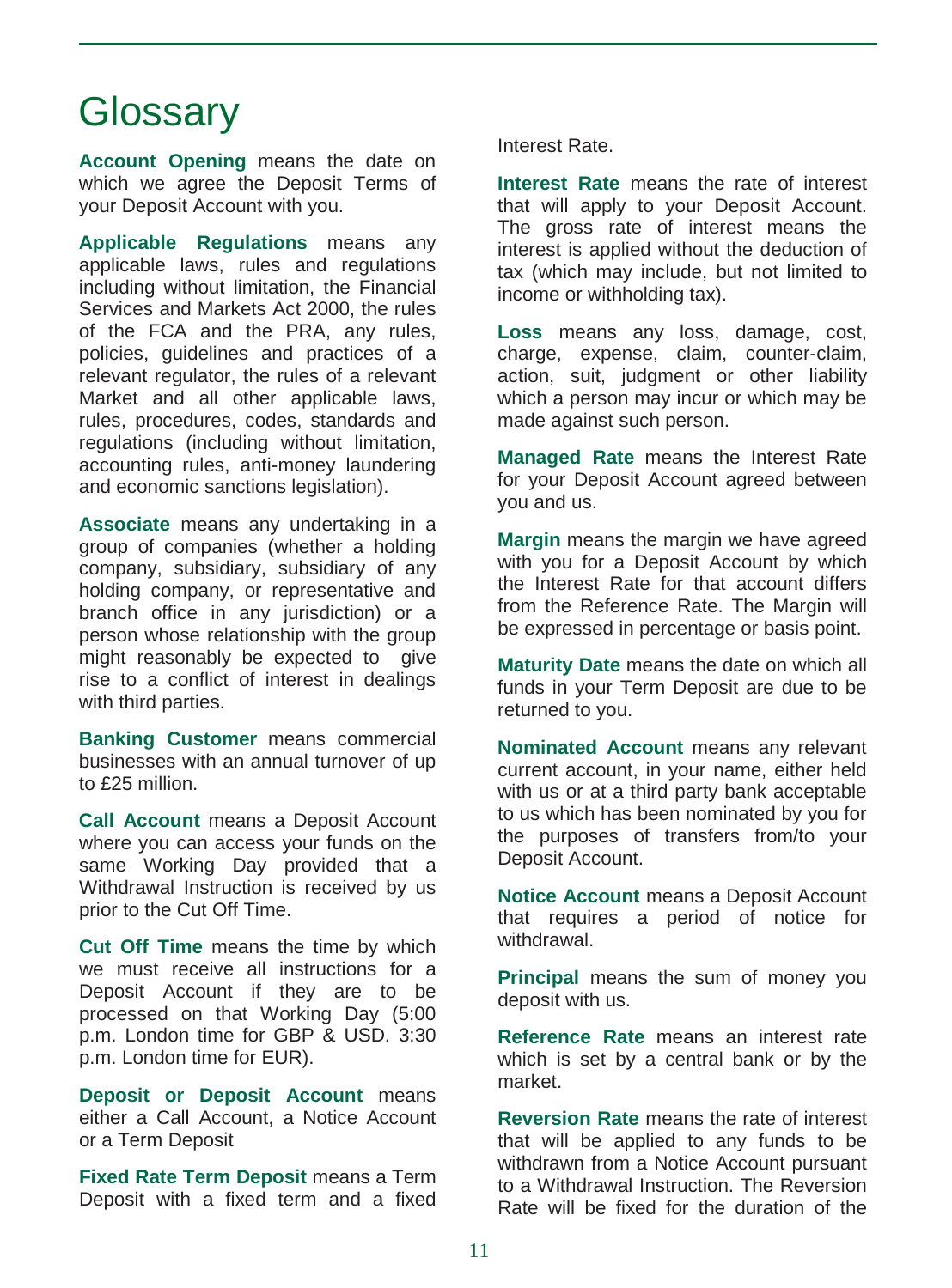# Glossary

**Account Opening** means the date on which we agree the Deposit Terms of your Deposit Account with you.

**Applicable Regulations** means any applicable laws, rules and regulations including without limitation, the Financial Services and Markets Act 2000, the rules of the FCA and the PRA, any rules, policies, guidelines and practices of a relevant regulator, the rules of a relevant Market and all other applicable laws, rules, procedures, codes, standards and regulations (including without limitation, accounting rules, anti-money laundering and economic sanctions legislation).

**Associate** means any undertaking in a group of companies (whether a holding company, subsidiary, subsidiary of any holding company, or representative and branch office in any jurisdiction) or a person whose relationship with the group might reasonably be expected to give rise to a conflict of interest in dealings with third parties.

**Banking Customer** means commercial businesses with an annual turnover of up to £25 million.

**Call Account** means a Deposit Account where you can access your funds on the same Working Day provided that a Withdrawal Instruction is received by us prior to the Cut Off Time.

**Cut Off Time** means the time by which we must receive all instructions for a Deposit Account if they are to be processed on that Working Day (5:00 p.m. London time for GBP & USD. 3:30 p.m. London time for EUR).

**Deposit or Deposit Account** means either a Call Account, a Notice Account or a Term Deposit

**Fixed Rate Term Deposit** means a Term Deposit with a fixed term and a fixed Interest Rate.

**Interest Rate** means the rate of interest that will apply to your Deposit Account. The gross rate of interest means the interest is applied without the deduction of tax (which may include, but not limited to income or withholding tax).

**Loss** means any loss, damage, cost, charge, expense, claim, counter-claim, action, suit, judgment or other liability which a person may incur or which may be made against such person.

**Managed Rate** means the Interest Rate for your Deposit Account agreed between you and us.

**Margin** means the margin we have agreed with you for a Deposit Account by which the Interest Rate for that account differs from the Reference Rate. The Margin will be expressed in percentage or basis point.

**Maturity Date** means the date on which all funds in your Term Deposit are due to be returned to you.

**Nominated Account** means any relevant current account, in your name, either held with us or at a third party bank acceptable to us which has been nominated by you for the purposes of transfers from/to your Deposit Account.

**Notice Account** means a Deposit Account that requires a period of notice for withdrawal.

**Principal** means the sum of money you deposit with us.

**Reference Rate** means an interest rate which is set by a central bank or by the market.

**Reversion Rate** means the rate of interest that will be applied to any funds to be withdrawn from a Notice Account pursuant to a Withdrawal Instruction. The Reversion Rate will be fixed for the duration of the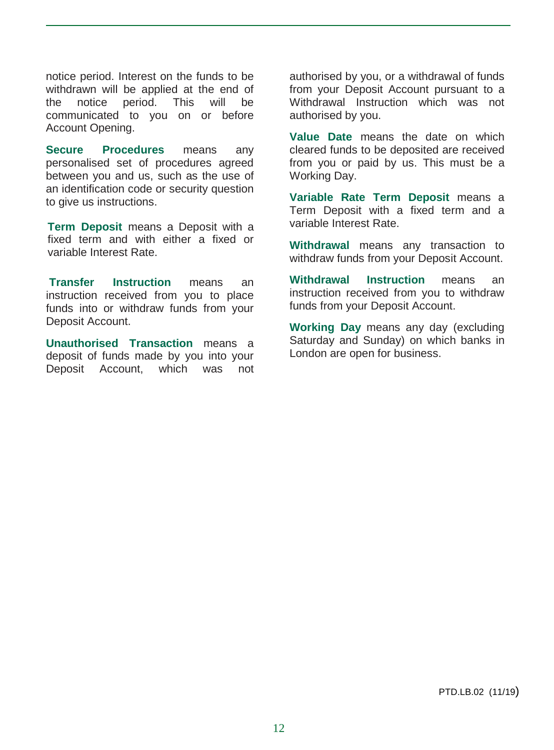notice period. Interest on the funds to be withdrawn will be applied at the end of the notice period. This will be communicated to you on or before Account Opening.

**Secure Procedures** means any personalised set of procedures agreed between you and us, such as the use of an identification code or security question to give us instructions.

**Term Deposit** means a Deposit with a fixed term and with either a fixed or variable Interest Rate.

**Transfer Instruction** means an instruction received from you to place funds into or withdraw funds from your Deposit Account.

**Unauthorised Transaction** means a deposit of funds made by you into your Deposit Account, which was not authorised by you, or a withdrawal of funds from your Deposit Account pursuant to a Withdrawal Instruction which was not authorised by you.

**Value Date** means the date on which cleared funds to be deposited are received from you or paid by us. This must be a Working Day.

**Variable Rate Term Deposit** means a Term Deposit with a fixed term and a variable Interest Rate.

**Withdrawal** means any transaction to withdraw funds from your Deposit Account.

**Withdrawal Instruction** means an instruction received from you to withdraw funds from your Deposit Account.

**Working Day** means any day (excluding Saturday and Sunday) on which banks in London are open for business.

PTD.LB.02 (11/19)